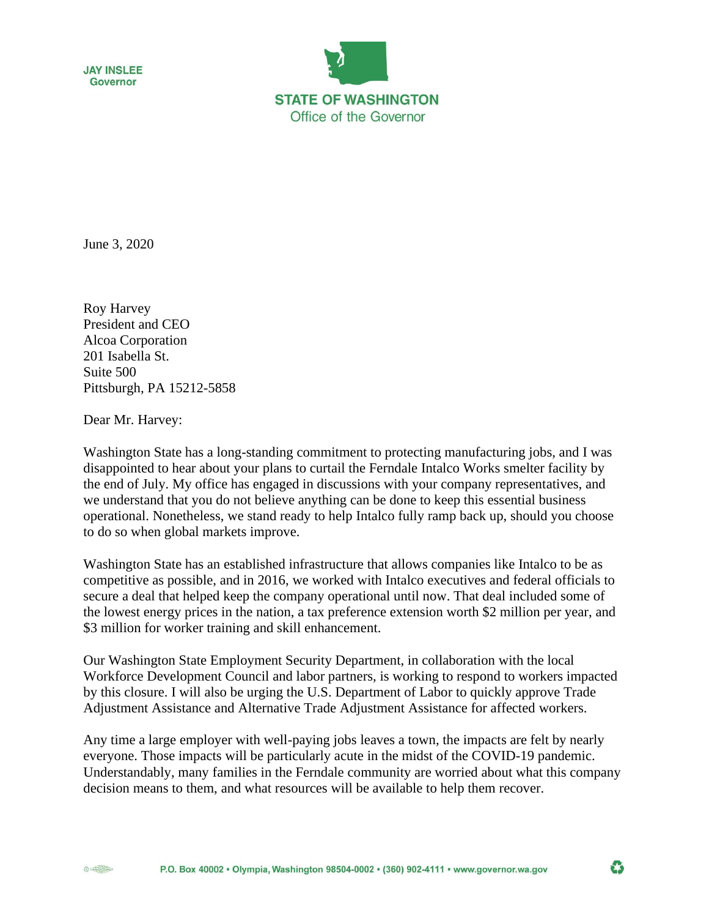JAY INSLEE
Governor

**STATE OF WASHINGTON**
Office of the Governor

June 3, 2020

Roy Harvey
President and CEO
Alcoa Corporation
201 Isabella St.
Suite 500
Pittsburgh, PA 15212-5858

Dear Mr. Harvey:

Washington State has a long-standing commitment to protecting manufacturing jobs, and I was disappointed to hear about your plans to curtail the Ferndale Intalco Works smelter facility by the end of July. My office has engaged in discussions with your company representatives, and we understand that you do not believe anything can be done to keep this essential business operational. Nonetheless, we stand ready to help Intalco fully ramp back up, should you choose to do so when global markets improve.

Washington State has an established infrastructure that allows companies like Intalco to be as competitive as possible, and in 2016, we worked with Intalco executives and federal officials to secure a deal that helped keep the company operational until now. That deal included some of the lowest energy prices in the nation, a tax preference extension worth $2 million per year, and $3 million for worker training and skill enhancement.

Our Washington State Employment Security Department, in collaboration with the local Workforce Development Council and labor partners, is working to respond to workers impacted by this closure. I will also be urging the U.S. Department of Labor to quickly approve Trade Adjustment Assistance and Alternative Trade Adjustment Assistance for affected workers.

Any time a large employer with well-paying jobs leaves a town, the impacts are felt by nearly everyone. Those impacts will be particularly acute in the midst of the COVID-19 pandemic. Understandably, many families in the Ferndale community are worried about what this company decision means to them, and what resources will be available to help them recover.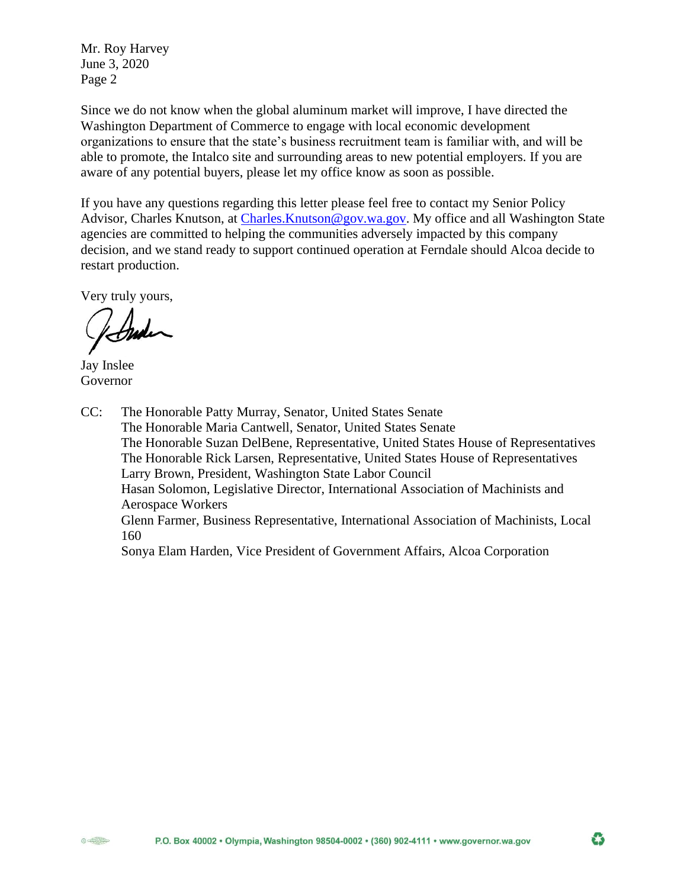Mr. Roy Harvey
June 3, 2020
Page 2

Since we do not know when the global aluminum market will improve, I have directed the Washington Department of Commerce to engage with local economic development organizations to ensure that the state's business recruitment team is familiar with, and will be able to promote, the Intalco site and surrounding areas to new potential employers. If you are aware of any potential buyers, please let my office know as soon as possible.

If you have any questions regarding this letter please feel free to contact my Senior Policy Advisor, Charles Knutson, at Charles.Knutson@gov.wa.gov. My office and all Washington State agencies are committed to helping the communities adversely impacted by this company decision, and we stand ready to support continued operation at Ferndale should Alcoa decide to restart production.

Very truly yours,

Jay Inslee
Governor

CC: The Honorable Patty Murray, Senator, United States Senate
The Honorable Maria Cantwell, Senator, United States Senate
The Honorable Suzan DelBene, Representative, United States House of Representatives
The Honorable Rick Larsen, Representative, United States House of Representatives
Larry Brown, President, Washington State Labor Council
Hasan Solomon, Legislative Director, International Association of Machinists and Aerospace Workers
Glenn Farmer, Business Representative, International Association of Machinists, Local 160
Sonya Elam Harden, Vice President of Government Affairs, Alcoa Corporation

P.O. Box 40002 • Olympia, Washington 98504-0002 • (360) 902-4111 • www.governor.wa.gov